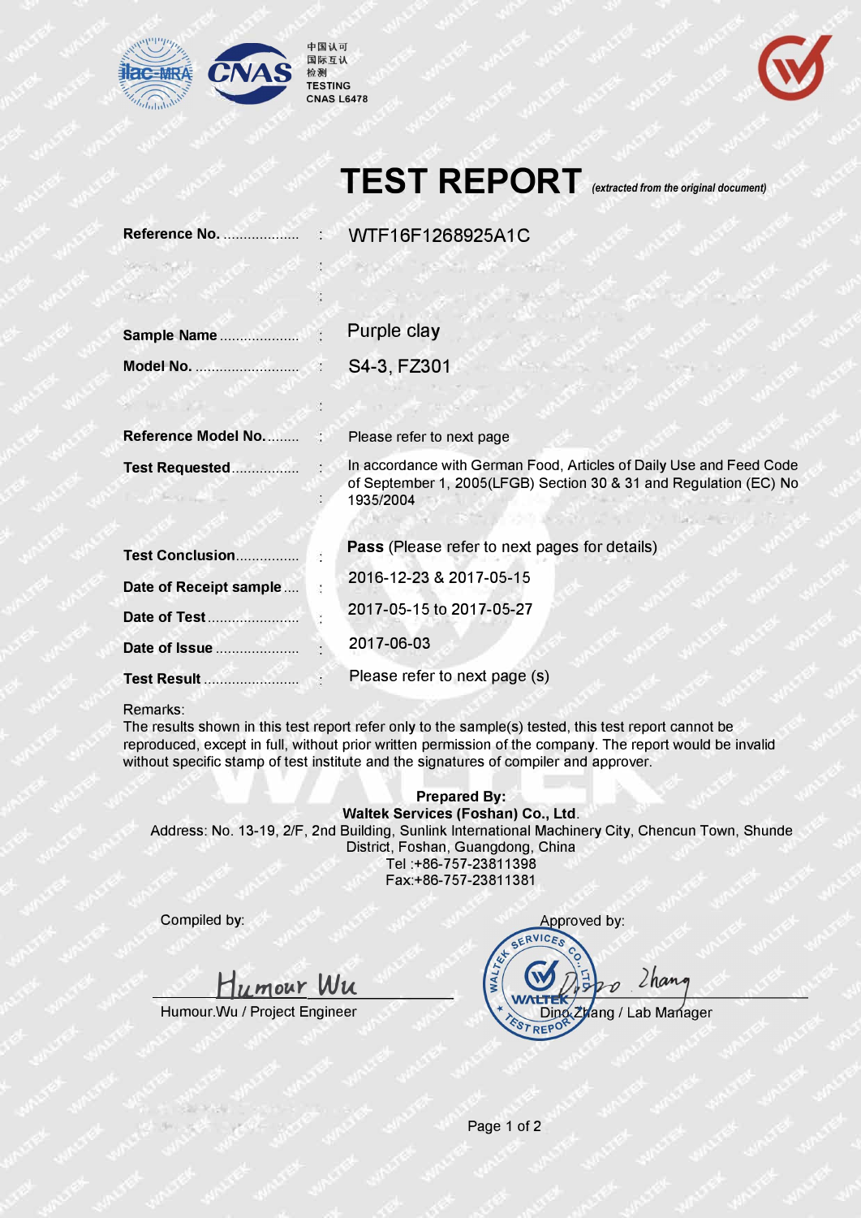中国认可
国际互认
检测
TESTING
CNAS L6478

# TEST REPORT *(extracted from the original document)*

| | | |
|---|---|---|
| **Reference No.** .................. | : | WTF16F1268925A1C |
| | : | |
| | : | |
| **Sample Name** .................... | : | Purple clay |
| **Model No.** .......................... | : | S4-3, FZ301 |
| | : | |
| **Reference Model No.** ........ | : | Please refer to next page |
| **Test Requested** ................. | : | In accordance with German Food, Articles of Daily Use and Feed Code of September 1, 2005(LFGB) Section 30 & 31 and Regulation (EC) No 1935/2004 |
| | : | |
| **Test Conclusion** ................ | : | **Pass** (Please refer to next pages for details) |
| **Date of Receipt sample** .... | : | 2016-12-23 & 2017-05-15 |
| **Date of Test** ...................... | : | 2017-05-15 to 2017-05-27 |
| **Date of Issue** .................... | : | 2017-06-03 |
| **Test Result** ....................... | : | Please refer to next page (s) |

Remarks:
The results shown in this test report refer only to the sample(s) tested, this test report cannot be reproduced, except in full, without prior written permission of the company. The report would be invalid without specific stamp of test institute and the signatures of compiler and approver.

**Prepared By:**
**Waltek Services (Foshan) Co., Ltd.**
Address: No. 13-19, 2/F, 2nd Building, Sunlink International Machinery City, Chencun Town, Shunde District, Foshan, Guangdong, China
Tel :+86-757-23811398
Fax:+86-757-23811381

Compiled by:

Humour Wu

Humour.Wu / Project Engineer

Approved by:

WALTEK SERVICES CO., LTD. TEST REPORT

Dino Zhang

Dino Zhang / Lab Manager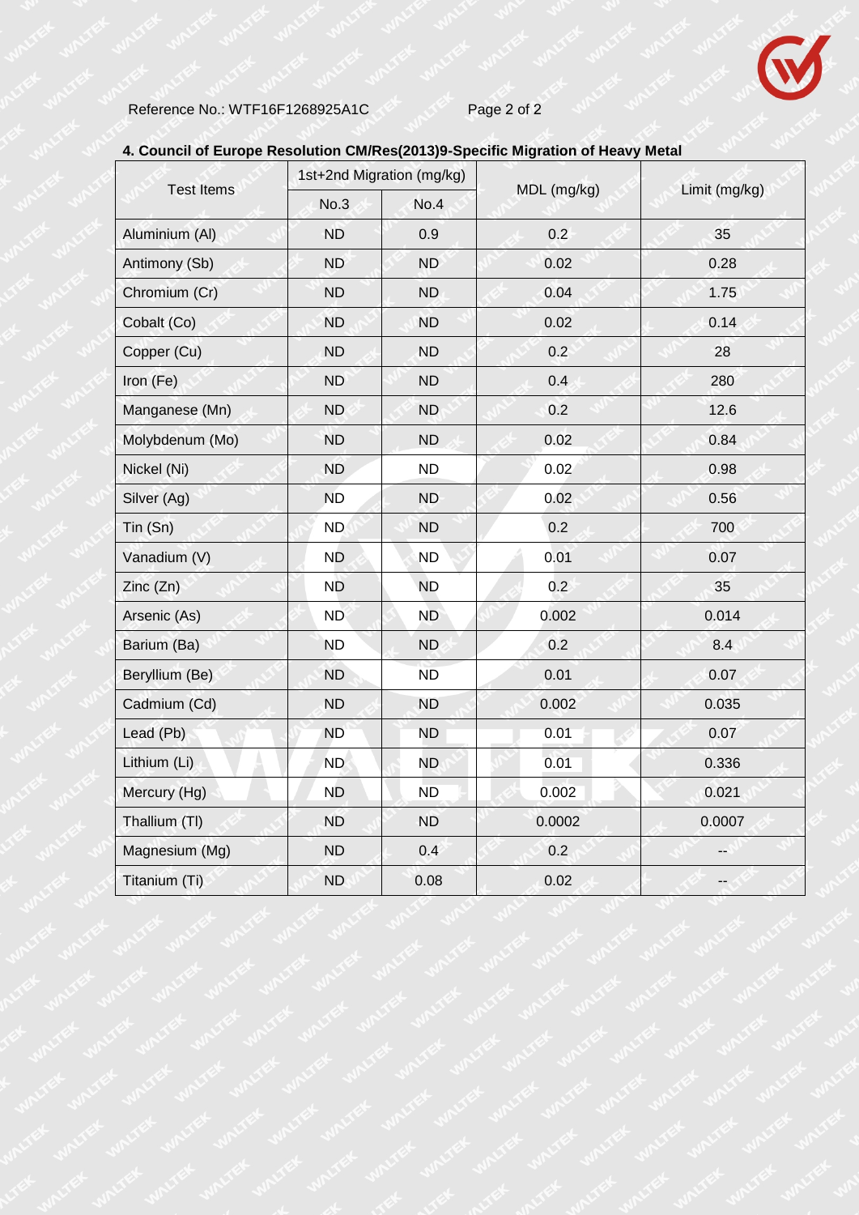Reference No.: WTF16F1268925A1C

### 4. Council of Europe Resolution CM/Res(2013)9-Specific Migration of Heavy Metal

| Test Items | 1st+2nd Migration (mg/kg) | | MDL (mg/kg) | Limit (mg/kg) |
|---|---|---|---|---|
| | No.3 | No.4 | | |
| Aluminium (Al) | ND | 0.9 | 0.2 | 35 |
| Antimony (Sb) | ND | ND | 0.02 | 0.28 |
| Chromium (Cr) | ND | ND | 0.04 | 1.75 |
| Cobalt (Co) | ND | ND | 0.02 | 0.14 |
| Copper (Cu) | ND | ND | 0.2 | 28 |
| Iron (Fe) | ND | ND | 0.4 | 280 |
| Manganese (Mn) | ND | ND | 0.2 | 12.6 |
| Molybdenum (Mo) | ND | ND | 0.02 | 0.84 |
| Nickel (Ni) | ND | ND | 0.02 | 0.98 |
| Silver (Ag) | ND | ND | 0.02 | 0.56 |
| Tin (Sn) | ND | ND | 0.2 | 700 |
| Vanadium (V) | ND | ND | 0.01 | 0.07 |
| Zinc (Zn) | ND | ND | 0.2 | 35 |
| Arsenic (As) | ND | ND | 0.002 | 0.014 |
| Barium (Ba) | ND | ND | 0.2 | 8.4 |
| Beryllium (Be) | ND | ND | 0.01 | 0.07 |
| Cadmium (Cd) | ND | ND | 0.002 | 0.035 |
| Lead (Pb) | ND | ND | 0.01 | 0.07 |
| Lithium (Li) | ND | ND | 0.01 | 0.336 |
| Mercury (Hg) | ND | ND | 0.002 | 0.021 |
| Thallium (Tl) | ND | ND | 0.0002 | 0.0007 |
| Magnesium (Mg) | ND | 0.4 | 0.2 | -- |
| Titanium (Ti) | ND | 0.08 | 0.02 | -- |